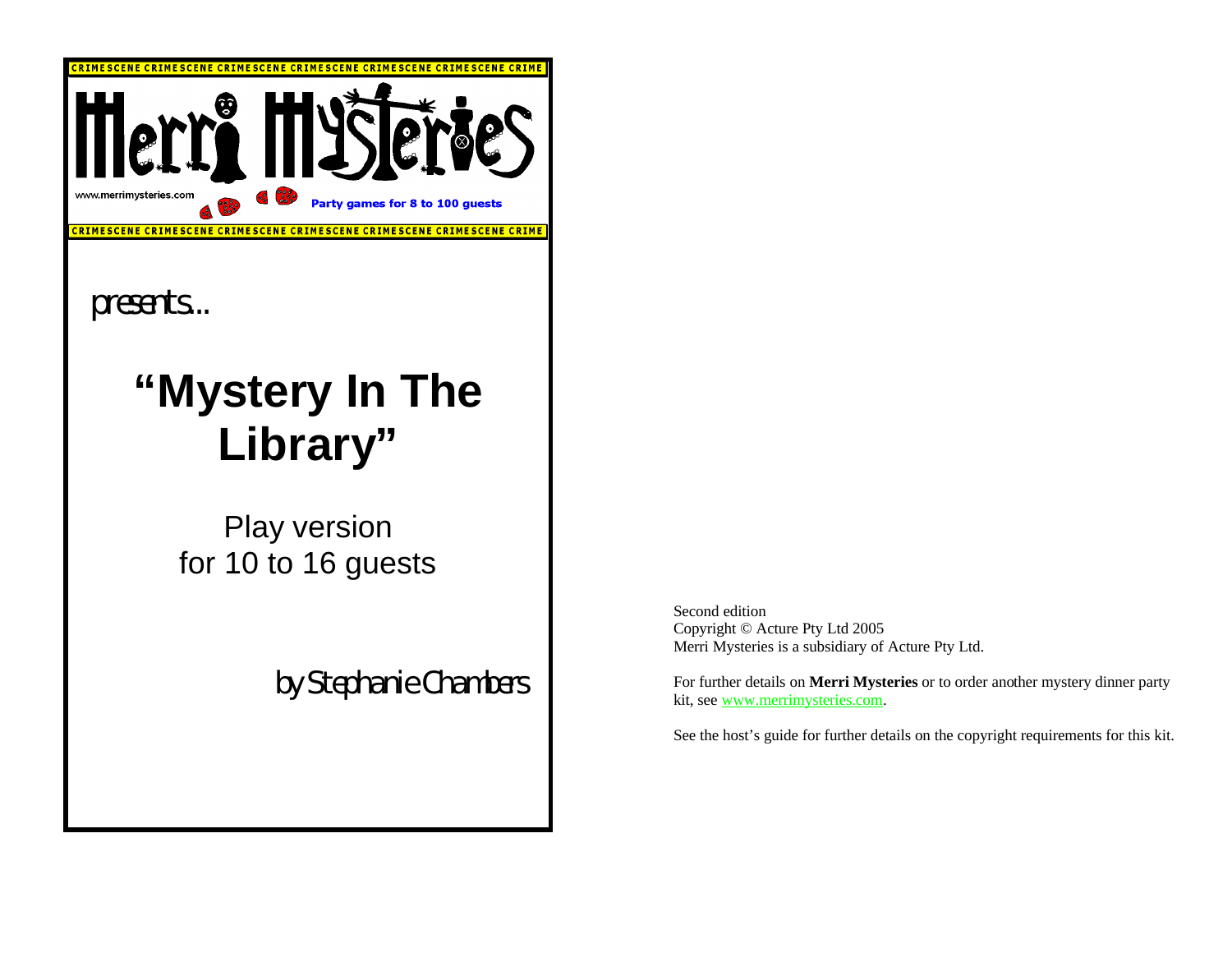CRIME SCENE CRIME SCENE CRIME SCENE CRIME SCENE CRIME SCENE CRIME SCENE CRIME

Merri Mysteries

www.merrimysteries.com

Party games for 8 to 100 guests

CRIME SCENE CRIME SCENE CRIME SCENE CRIME SCENE CRIME SCENE CRIME SCENE CRIME

presents...

# "Mystery In The Library"

Play version
for 10 to 16 guests

by Stephanie Chambers

Second edition
Copyright © Acture Pty Ltd 2005
Merri Mysteries is a subsidiary of Acture Pty Ltd.

For further details on **Merri Mysteries** or to order another mystery dinner party kit, see www.merrimysteries.com.

See the host's guide for further details on the copyright requirements for this kit.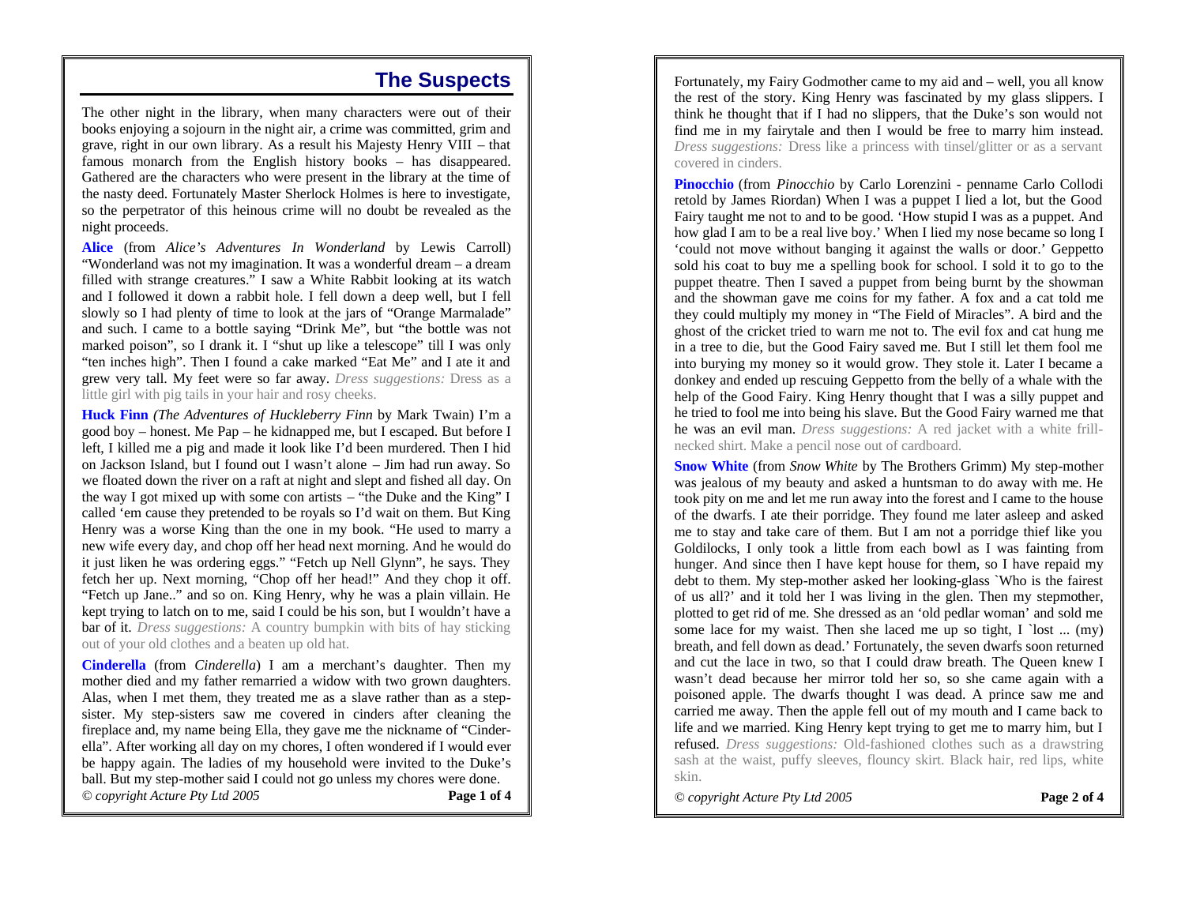## The Suspects

The other night in the library, when many characters were out of their books enjoying a sojourn in the night air, a crime was committed, grim and grave, right in our own library. As a result his Majesty Henry VIII – that famous monarch from the English history books – has disappeared. Gathered are the characters who were present in the library at the time of the nasty deed. Fortunately Master Sherlock Holmes is here to investigate, so the perpetrator of this heinous crime will no doubt be revealed as the night proceeds.

**Alice** (from *Alice's Adventures In Wonderland* by Lewis Carroll) "Wonderland was not my imagination. It was a wonderful dream – a dream filled with strange creatures." I saw a White Rabbit looking at its watch and I followed it down a rabbit hole. I fell down a deep well, but I fell slowly so I had plenty of time to look at the jars of "Orange Marmalade" and such. I came to a bottle saying "Drink Me", but "the bottle was not marked poison", so I drank it. I "shut up like a telescope" till I was only "ten inches high". Then I found a cake marked "Eat Me" and I ate it and grew very tall. My feet were so far away. *Dress suggestions:* Dress as a little girl with pig tails in your hair and rosy cheeks.

**Huck Finn** *(The Adventures of Huckleberry Finn* by Mark Twain) I'm a good boy – honest. Me Pap – he kidnapped me, but I escaped. But before I left, I killed me a pig and made it look like I'd been murdered. Then I hid on Jackson Island, but I found out I wasn't alone – Jim had run away. So we floated down the river on a raft at night and slept and fished all day. On the way I got mixed up with some con artists – "the Duke and the King" I called 'em cause they pretended to be royals so I'd wait on them. But King Henry was a worse King than the one in my book. "He used to marry a new wife every day, and chop off her head next morning. And he would do it just liken he was ordering eggs." "Fetch up Nell Glynn", he says. They fetch her up. Next morning, "Chop off her head!" And they chop it off. "Fetch up Jane.." and so on. King Henry, why he was a plain villain. He kept trying to latch on to me, said I could be his son, but I wouldn't have a bar of it. *Dress suggestions:* A country bumpkin with bits of hay sticking out of your old clothes and a beaten up old hat.

**Cinderella** (from *Cinderella*) I am a merchant's daughter. Then my mother died and my father remarried a widow with two grown daughters. Alas, when I met them, they treated me as a slave rather than as a step-sister. My step-sisters saw me covered in cinders after cleaning the fireplace and, my name being Ella, they gave me the nickname of "Cinder-ella". After working all day on my chores, I often wondered if I would ever be happy again. The ladies of my household were invited to the Duke's ball. But my step-mother said I could not go unless my chores were done. Fortunately, my Fairy Godmother came to my aid and – well, you all know the rest of the story. King Henry was fascinated by my glass slippers. I think he thought that if I had no slippers, that the Duke's son would not find me in my fairytale and then I would be free to marry him instead. *Dress suggestions:* Dress like a princess with tinsel/glitter or as a servant covered in cinders.

**Pinocchio** (from *Pinocchio* by Carlo Lorenzini - penname Carlo Collodi retold by James Riordan) When I was a puppet I lied a lot, but the Good Fairy taught me not to and to be good. 'How stupid I was as a puppet. And how glad I am to be a real live boy.' When I lied my nose became so long I 'could not move without banging it against the walls or door.' Geppetto sold his coat to buy me a spelling book for school. I sold it to go to the puppet theatre. Then I saved a puppet from being burnt by the showman and the showman gave me coins for my father. A fox and a cat told me they could multiply my money in "The Field of Miracles". A bird and the ghost of the cricket tried to warn me not to. The evil fox and cat hung me in a tree to die, but the Good Fairy saved me. But I still let them fool me into burying my money so it would grow. They stole it. Later I became a donkey and ended up rescuing Geppetto from the belly of a whale with the help of the Good Fairy. King Henry thought that I was a silly puppet and he tried to fool me into being his slave. But the Good Fairy warned me that he was an evil man. *Dress suggestions:* A red jacket with a white frill-necked shirt. Make a pencil nose out of cardboard.

**Snow White** (from *Snow White* by The Brothers Grimm) My step-mother was jealous of my beauty and asked a huntsman to do away with me. He took pity on me and let me run away into the forest and I came to the house of the dwarfs. I ate their porridge. They found me later asleep and asked me to stay and take care of them. But I am not a porridge thief like you Goldilocks, I only took a little from each bowl as I was fainting from hunger. And since then I have kept house for them, so I have repaid my debt to them. My step-mother asked her looking-glass `Who is the fairest of us all?' and it told her I was living in the glen. Then my stepmother, plotted to get rid of me. She dressed as an 'old pedlar woman' and sold me some lace for my waist. Then she laced me up so tight, I `lost ... (my) breath, and fell down as dead.' Fortunately, the seven dwarfs soon returned and cut the lace in two, so that I could draw breath. The Queen knew I wasn't dead because her mirror told her so, so she came again with a poisoned apple. The dwarfs thought I was dead. A prince saw me and carried me away. Then the apple fell out of my mouth and I came back to life and we married. King Henry kept trying to get me to marry him, but I refused. *Dress suggestions:* Old-fashioned clothes such as a drawstring sash at the waist, puffy sleeves, flouncy skirt. Black hair, red lips, white skin.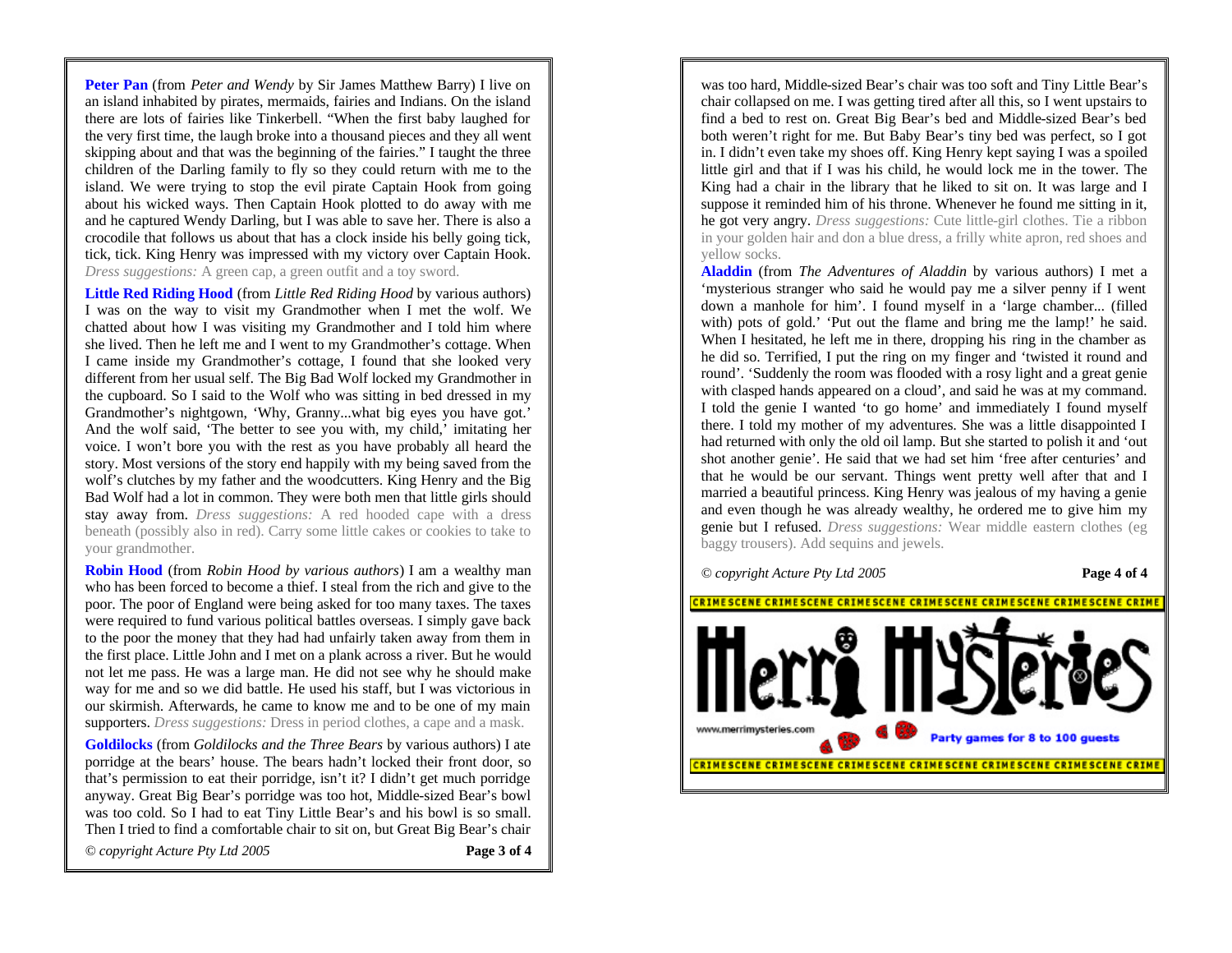**Peter Pan** (from *Peter and Wendy* by Sir James Matthew Barry) I live on an island inhabited by pirates, mermaids, fairies and Indians. On the island there are lots of fairies like Tinkerbell. "When the first baby laughed for the very first time, the laugh broke into a thousand pieces and they all went skipping about and that was the beginning of the fairies." I taught the three children of the Darling family to fly so they could return with me to the island. We were trying to stop the evil pirate Captain Hook from going about his wicked ways. Then Captain Hook plotted to do away with me and he captured Wendy Darling, but I was able to save her. There is also a crocodile that follows us about that has a clock inside his belly going tick, tick, tick. King Henry was impressed with my victory over Captain Hook. *Dress suggestions:* A green cap, a green outfit and a toy sword.

**Little Red Riding Hood** (from *Little Red Riding Hood* by various authors) I was on the way to visit my Grandmother when I met the wolf. We chatted about how I was visiting my Grandmother and I told him where she lived. Then he left me and I went to my Grandmother's cottage. When I came inside my Grandmother's cottage, I found that she looked very different from her usual self. The Big Bad Wolf locked my Grandmother in the cupboard. So I said to the Wolf who was sitting in bed dressed in my Grandmother's nightgown, 'Why, Granny...what big eyes you have got.' And the wolf said, 'The better to see you with, my child,' imitating her voice. I won't bore you with the rest as you have probably all heard the story. Most versions of the story end happily with my being saved from the wolf's clutches by my father and the woodcutters. King Henry and the Big Bad Wolf had a lot in common. They were both men that little girls should stay away from. *Dress suggestions:* A red hooded cape with a dress beneath (possibly also in red). Carry some little cakes or cookies to take to your grandmother.

**Robin Hood** (from *Robin Hood by various authors*) I am a wealthy man who has been forced to become a thief. I steal from the rich and give to the poor. The poor of England were being asked for too many taxes. The taxes were required to fund various political battles overseas. I simply gave back to the poor the money that they had had unfairly taken away from them in the first place. Little John and I met on a plank across a river. But he would not let me pass. He was a large man. He did not see why he should make way for me and so we did battle. He used his staff, but I was victorious in our skirmish. Afterwards, he came to know me and to be one of my main supporters. *Dress suggestions:* Dress in period clothes, a cape and a mask.

**Goldilocks** (from *Goldilocks and the Three Bears* by various authors) I ate porridge at the bears' house. The bears hadn't locked their front door, so that's permission to eat their porridge, isn't it? I didn't get much porridge anyway. Great Big Bear's porridge was too hot, Middle-sized Bear's bowl was too cold. So I had to eat Tiny Little Bear's and his bowl is so small. Then I tried to find a comfortable chair to sit on, but Great Big Bear's chair was too hard, Middle-sized Bear's chair was too soft and Tiny Little Bear's chair collapsed on me. I was getting tired after all this, so I went upstairs to find a bed to rest on. Great Big Bear's bed and Middle-sized Bear's bed both weren't right for me. But Baby Bear's tiny bed was perfect, so I got in. I didn't even take my shoes off. King Henry kept saying I was a spoiled little girl and that if I was his child, he would lock me in the tower. The King had a chair in the library that he liked to sit on. It was large and I suppose it reminded him of his throne. Whenever he found me sitting in it, he got very angry. *Dress suggestions:* Cute little-girl clothes. Tie a ribbon in your golden hair and don a blue dress, a frilly white apron, red shoes and yellow socks.

**Aladdin** (from *The Adventures of Aladdin* by various authors) I met a 'mysterious stranger who said he would pay me a silver penny if I went down a manhole for him'. I found myself in a 'large chamber... (filled with) pots of gold.' 'Put out the flame and bring me the lamp!' he said. When I hesitated, he left me in there, dropping his ring in the chamber as he did so. Terrified, I put the ring on my finger and 'twisted it round and round'. 'Suddenly the room was flooded with a rosy light and a great genie with clasped hands appeared on a cloud', and said he was at my command. I told the genie I wanted 'to go home' and immediately I found myself there. I told my mother of my adventures. She was a little disappointed I had returned with only the old oil lamp. But she started to polish it and 'out shot another genie'. He said that we had set him 'free after centuries' and that he would be our servant. Things went pretty well after that and I married a beautiful princess. King Henry was jealous of my having a genie and even though he was already wealthy, he ordered me to give him my genie but I refused. *Dress suggestions:* Wear middle eastern clothes (eg baggy trousers). Add sequins and jewels.

© copyright Acture Pty Ltd 2005

CRIMESCENE CRIMESCENE CRIMESCENE CRIMESCENE CRIMESCENE CRIMESCENE CRIME

Merri Mysteries

www.merrimysteries.com

Party games for 8 to 100 guests

CRIMESCENE CRIMESCENE CRIMESCENE CRIMESCENE CRIMESCENE CRIMESCENE CRIME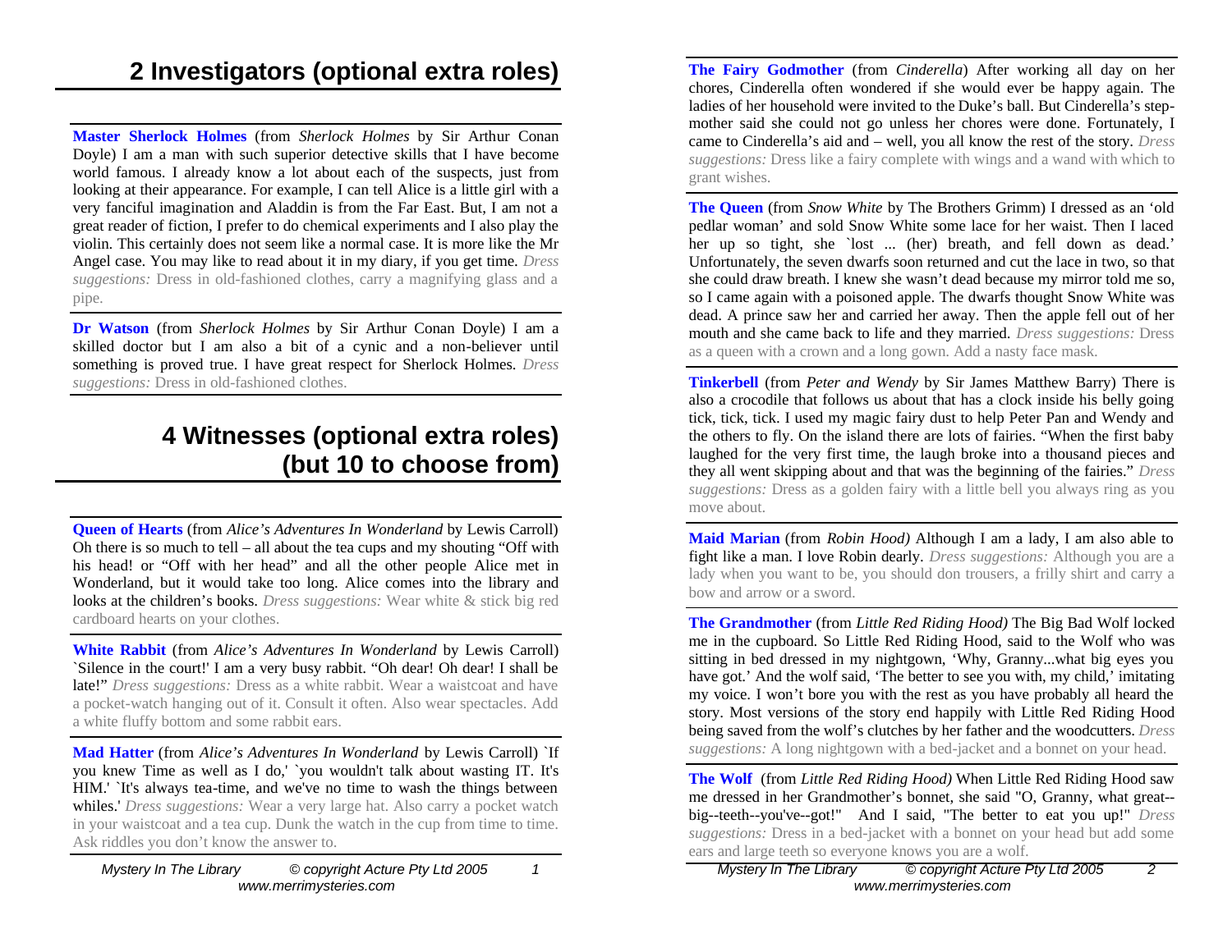# 2 Investigators (optional extra roles)

**Master Sherlock Holmes** (from *Sherlock Holmes* by Sir Arthur Conan Doyle) I am a man with such superior detective skills that I have become world famous. I already know a lot about each of the suspects, just from looking at their appearance. For example, I can tell Alice is a little girl with a very fanciful imagination and Aladdin is from the Far East. But, I am not a great reader of fiction, I prefer to do chemical experiments and I also play the violin. This certainly does not seem like a normal case. It is more like the Mr Angel case. You may like to read about it in my diary, if you get time. *Dress suggestions:* Dress in old-fashioned clothes, carry a magnifying glass and a pipe.

**Dr Watson** (from *Sherlock Holmes* by Sir Arthur Conan Doyle) I am a skilled doctor but I am also a bit of a cynic and a non-believer until something is proved true. I have great respect for Sherlock Holmes. *Dress suggestions:* Dress in old-fashioned clothes.

# 4 Witnesses (optional extra roles) (but 10 to choose from)

**Queen of Hearts** (from *Alice's Adventures In Wonderland* by Lewis Carroll) Oh there is so much to tell – all about the tea cups and my shouting "Off with his head! or "Off with her head" and all the other people Alice met in Wonderland, but it would take too long. Alice comes into the library and looks at the children's books. *Dress suggestions:* Wear white & stick big red cardboard hearts on your clothes.

**White Rabbit** (from *Alice's Adventures In Wonderland* by Lewis Carroll) `Silence in the court!' I am a very busy rabbit. "Oh dear! Oh dear! I shall be late!" *Dress suggestions:* Dress as a white rabbit. Wear a waistcoat and have a pocket-watch hanging out of it. Consult it often. Also wear spectacles. Add a white fluffy bottom and some rabbit ears.

**Mad Hatter** (from *Alice's Adventures In Wonderland* by Lewis Carroll) `If you knew Time as well as I do,' `you wouldn't talk about wasting IT. It's HIM.' `It's always tea-time, and we've no time to wash the things between whiles.' *Dress suggestions:* Wear a very large hat. Also carry a pocket watch in your waistcoat and a tea cup. Dunk the watch in the cup from time to time. Ask riddles you don't know the answer to.

**The Fairy Godmother** (from *Cinderella*) After working all day on her chores, Cinderella often wondered if she would ever be happy again. The ladies of her household were invited to the Duke's ball. But Cinderella's step-mother said she could not go unless her chores were done. Fortunately, I came to Cinderella's aid and – well, you all know the rest of the story. *Dress suggestions:* Dress like a fairy complete with wings and a wand with which to grant wishes.

**The Queen** (from *Snow White* by The Brothers Grimm) I dressed as an 'old pedlar woman' and sold Snow White some lace for her waist. Then I laced her up so tight, she `lost ... (her) breath, and fell down as dead.' Unfortunately, the seven dwarfs soon returned and cut the lace in two, so that she could draw breath. I knew she wasn't dead because my mirror told me so, so I came again with a poisoned apple. The dwarfs thought Snow White was dead. A prince saw her and carried her away. Then the apple fell out of her mouth and she came back to life and they married. *Dress suggestions:* Dress as a queen with a crown and a long gown. Add a nasty face mask.

**Tinkerbell** (from *Peter and Wendy* by Sir James Matthew Barry) There is also a crocodile that follows us about that has a clock inside his belly going tick, tick, tick. I used my magic fairy dust to help Peter Pan and Wendy and the others to fly. On the island there are lots of fairies. "When the first baby laughed for the very first time, the laugh broke into a thousand pieces and they all went skipping about and that was the beginning of the fairies." *Dress suggestions:* Dress as a golden fairy with a little bell you always ring as you move about.

**Maid Marian** (from *Robin Hood)* Although I am a lady, I am also able to fight like a man. I love Robin dearly. *Dress suggestions:* Although you are a lady when you want to be, you should don trousers, a frilly shirt and carry a bow and arrow or a sword.

**The Grandmother** (from *Little Red Riding Hood)* The Big Bad Wolf locked me in the cupboard. So Little Red Riding Hood, said to the Wolf who was sitting in bed dressed in my nightgown, 'Why, Granny...what big eyes you have got.' And the wolf said, 'The better to see you with, my child,' imitating my voice. I won't bore you with the rest as you have probably all heard the story. Most versions of the story end happily with Little Red Riding Hood being saved from the wolf's clutches by her father and the woodcutters. *Dress suggestions:* A long nightgown with a bed-jacket and a bonnet on your head.

**The Wolf** (from *Little Red Riding Hood)* When Little Red Riding Hood saw me dressed in her Grandmother's bonnet, she said "O, Granny, what great--big--teeth--you've--got!" And I said, "The better to eat you up!" *Dress suggestions:* Dress in a bed-jacket with a bonnet on your head but add some ears and large teeth so everyone knows you are a wolf.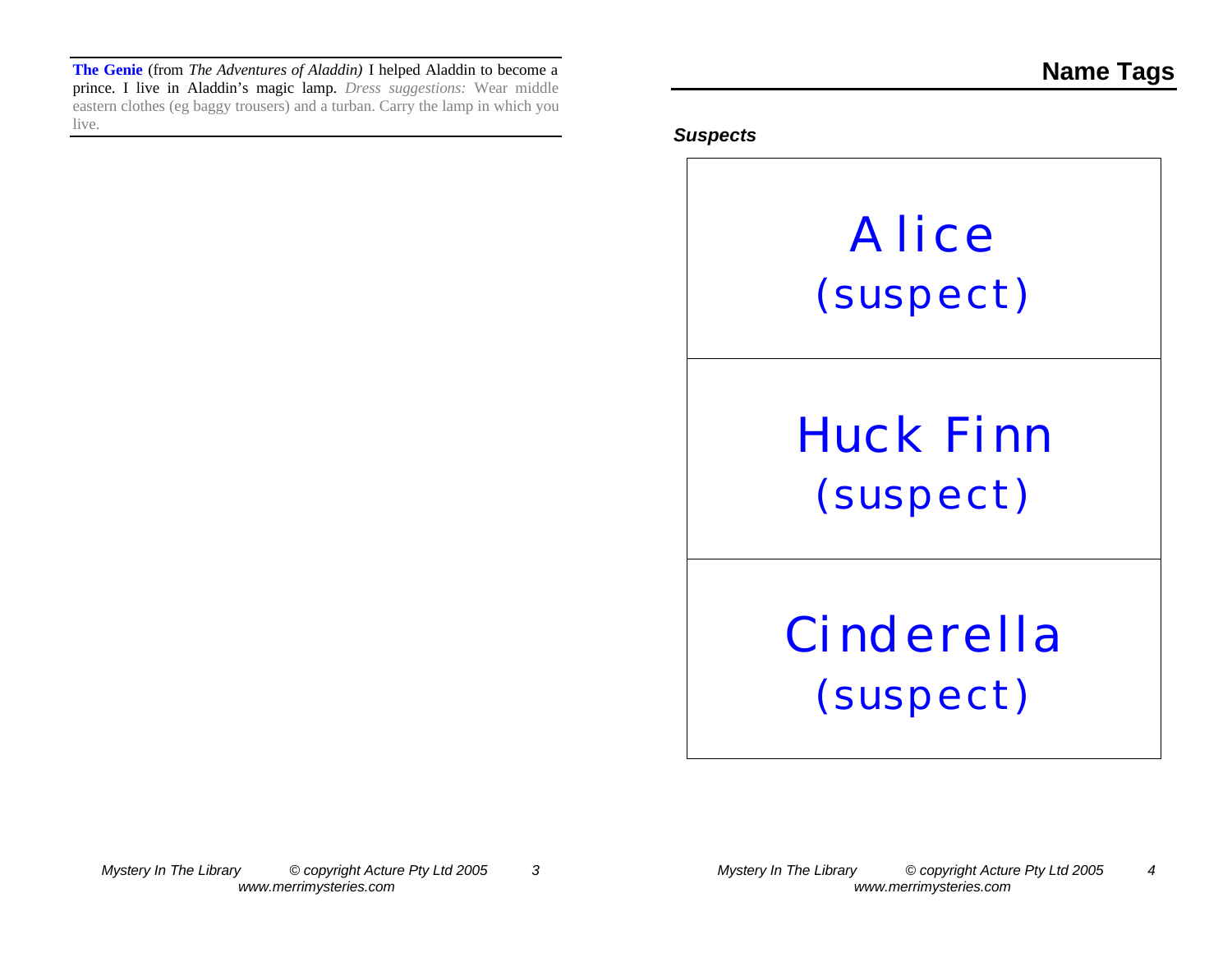**The Genie** (from *The Adventures of Aladdin)* I helped Aladdin to become a prince. I live in Aladdin's magic lamp. *Dress suggestions:* Wear middle eastern clothes (eg baggy trousers) and a turban. Carry the lamp in which you live.

## Name Tags

***Suspects***

| Alice (suspect) |
| --- |
| Huck Finn (suspect) |
| Cinderella (suspect) |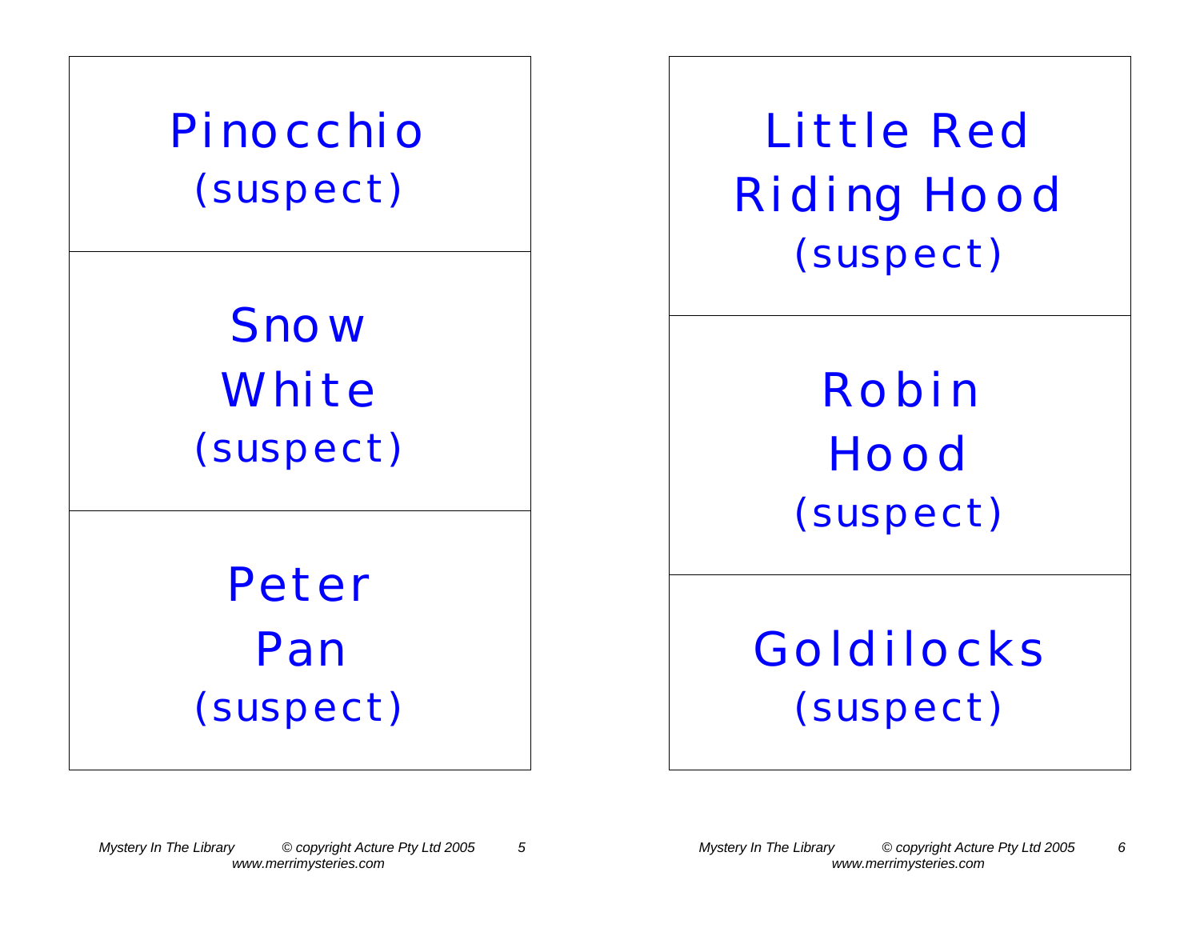Pinocchio
(suspect)

Snow White
(suspect)

Peter Pan
(suspect)

Little Red Riding Hood
(suspect)

Robin Hood
(suspect)

Goldilocks
(suspect)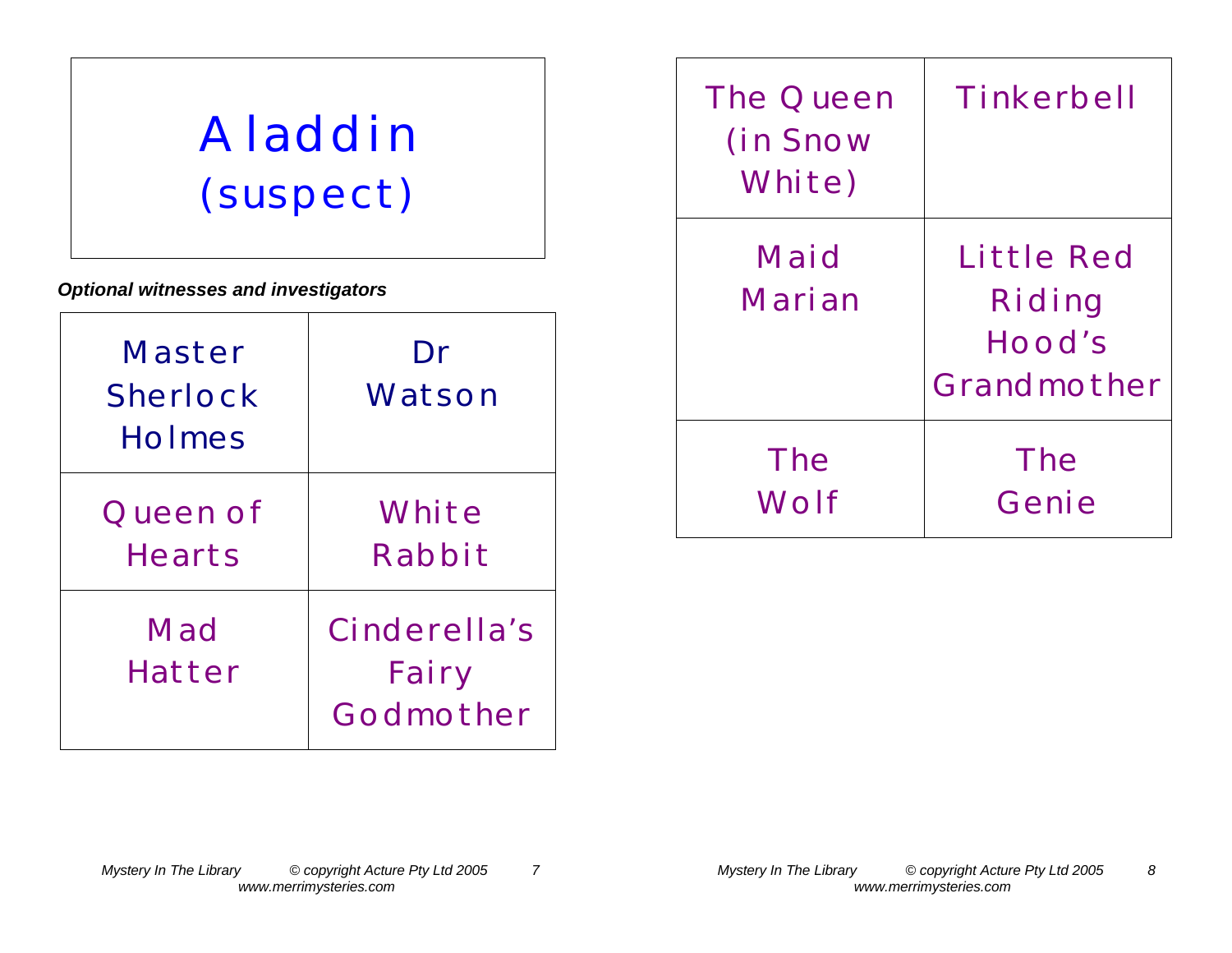| Aladdin (suspect) |
|---|

***Optional witnesses and investigators***

| | |
|---|---|
| Master Sherlock Holmes | Dr Watson |
| Queen of Hearts | White Rabbit |
| Mad Hatter | Cinderella's Fairy Godmother |
| The Queen (in Snow White) | Tinkerbell |
| Maid Marian | Little Red Riding Hood's Grandmother |
| The Wolf | The Genie |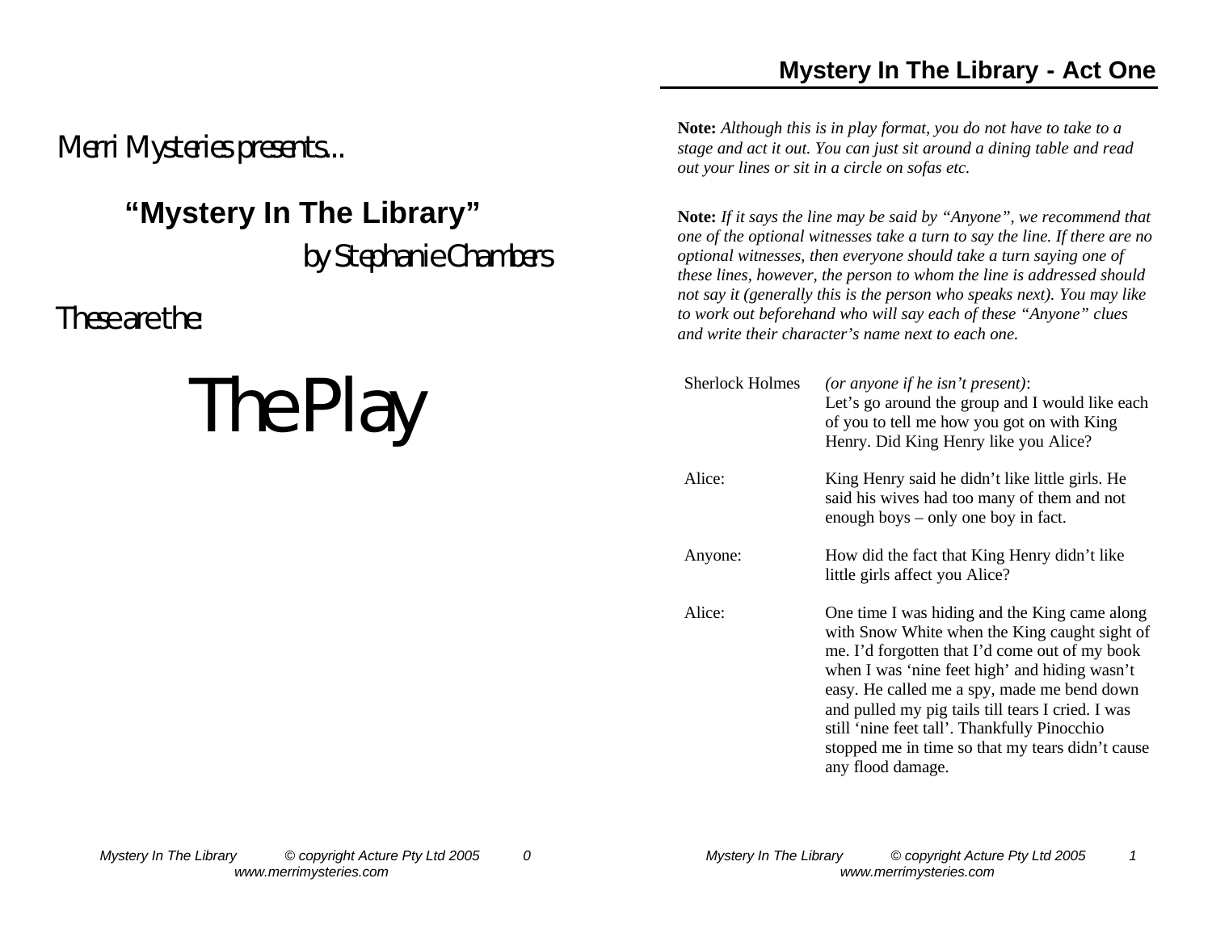Merri Mysteries presents...

## "Mystery In The Library"

by Stephanie Chambers

These are the:

# The Play

## Mystery In The Library - Act One

**Note:** *Although this is in play format, you do not have to take to a stage and act it out. You can just sit around a dining table and read out your lines or sit in a circle on sofas etc.*

**Note:** *If it says the line may be said by "Anyone", we recommend that one of the optional witnesses take a turn to say the line. If there are no optional witnesses, then everyone should take a turn saying one of these lines, however, the person to whom the line is addressed should not say it (generally this is the person who speaks next). You may like to work out beforehand who will say each of these "Anyone" clues and write their character's name next to each one.*

Sherlock Holmes *(or anyone if he isn't present)*: Let's go around the group and I would like each of you to tell me how you got on with King Henry. Did King Henry like you Alice?

Alice: King Henry said he didn't like little girls. He said his wives had too many of them and not enough boys – only one boy in fact.

Anyone: How did the fact that King Henry didn't like little girls affect you Alice?

Alice: One time I was hiding and the King came along with Snow White when the King caught sight of me. I'd forgotten that I'd come out of my book when I was 'nine feet high' and hiding wasn't easy. He called me a spy, made me bend down and pulled my pig tails till tears I cried. I was still 'nine feet tall'. Thankfully Pinocchio stopped me in time so that my tears didn't cause any flood damage.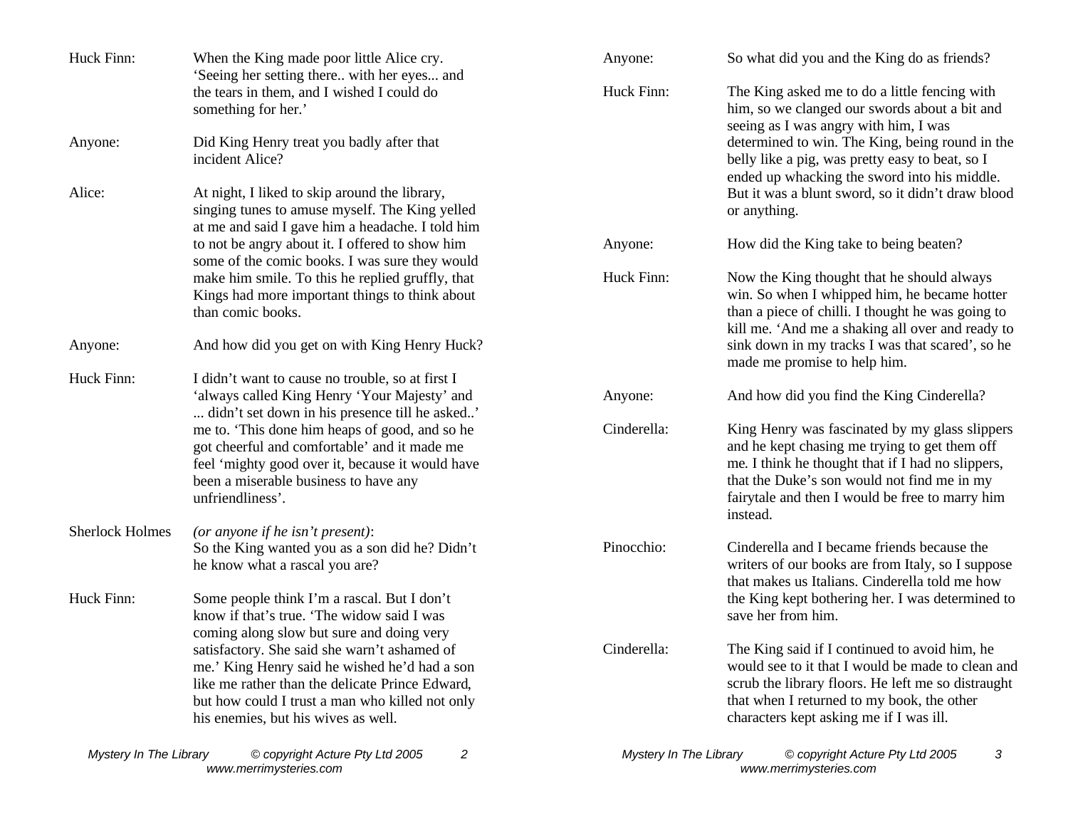**Huck Finn:** When the King made poor little Alice cry. 'Seeing her setting there.. with her eyes... and the tears in them, and I wished I could do something for her.'

**Anyone:** Did King Henry treat you badly after that incident Alice?

**Alice:** At night, I liked to skip around the library, singing tunes to amuse myself. The King yelled at me and said I gave him a headache. I told him to not be angry about it. I offered to show him some of the comic books. I was sure they would make him smile. To this he replied gruffly, that Kings had more important things to think about than comic books.

**Anyone:** And how did you get on with King Henry Huck?

**Huck Finn:** I didn't want to cause no trouble, so at first I 'always called King Henry 'Your Majesty' and ... didn't set down in his presence till he asked..' me to. 'This done him heaps of good, and so he got cheerful and comfortable' and it made me feel 'mighty good over it, because it would have been a miserable business to have any unfriendliness'.

**Sherlock Holmes** *(or anyone if he isn't present)*: So the King wanted you as a son did he? Didn't he know what a rascal you are?

**Huck Finn:** Some people think I'm a rascal. But I don't know if that's true. 'The widow said I was coming along slow but sure and doing very satisfactory. She said she warn't ashamed of me.' King Henry said he wished he'd had a son like me rather than the delicate Prince Edward, but how could I trust a man who killed not only his enemies, but his wives as well.

**Anyone:** So what did you and the King do as friends?

**Huck Finn:** The King asked me to do a little fencing with him, so we clanged our swords about a bit and seeing as I was angry with him, I was determined to win. The King, being round in the belly like a pig, was pretty easy to beat, so I ended up whacking the sword into his middle. But it was a blunt sword, so it didn't draw blood or anything.

**Anyone:** How did the King take to being beaten?

**Huck Finn:** Now the King thought that he should always win. So when I whipped him, he became hotter than a piece of chilli. I thought he was going to kill me. 'And me a shaking all over and ready to sink down in my tracks I was that scared', so he made me promise to help him.

**Anyone:** And how did you find the King Cinderella?

**Cinderella:** King Henry was fascinated by my glass slippers and he kept chasing me trying to get them off me. I think he thought that if I had no slippers, that the Duke's son would not find me in my fairytale and then I would be free to marry him instead.

**Pinocchio:** Cinderella and I became friends because the writers of our books are from Italy, so I suppose that makes us Italians. Cinderella told me how the King kept bothering her. I was determined to save her from him.

**Cinderella:** The King said if I continued to avoid him, he would see to it that I would be made to clean and scrub the library floors. He left me so distraught that when I returned to my book, the other characters kept asking me if I was ill.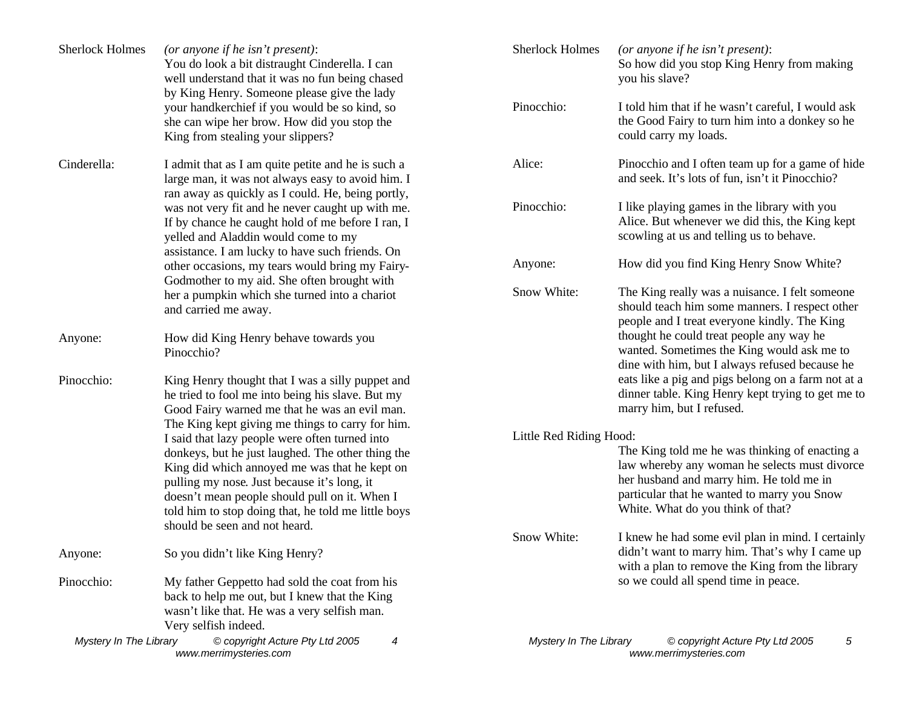Sherlock Holmes *(or anyone if he isn't present)*:
You do look a bit distraught Cinderella. I can well understand that it was no fun being chased by King Henry. Someone please give the lady your handkerchief if you would be so kind, so she can wipe her brow. How did you stop the King from stealing your slippers?

Cinderella: I admit that as I am quite petite and he is such a large man, it was not always easy to avoid him. I ran away as quickly as I could. He, being portly, was not very fit and he never caught up with me. If by chance he caught hold of me before I ran, I yelled and Aladdin would come to my assistance. I am lucky to have such friends. On other occasions, my tears would bring my Fairy-Godmother to my aid. She often brought with her a pumpkin which she turned into a chariot and carried me away.

Anyone: How did King Henry behave towards you Pinocchio?

Pinocchio: King Henry thought that I was a silly puppet and he tried to fool me into being his slave. But my Good Fairy warned me that he was an evil man. The King kept giving me things to carry for him. I said that lazy people were often turned into donkeys, but he just laughed. The other thing the King did which annoyed me was that he kept on pulling my nose. Just because it's long, it doesn't mean people should pull on it. When I told him to stop doing that, he told me little boys should be seen and not heard.

Anyone: So you didn't like King Henry?

Pinocchio: My father Geppetto had sold the coat from his back to help me out, but I knew that the King wasn't like that. He was a very selfish man. Very selfish indeed.

Sherlock Holmes *(or anyone if he isn't present)*:
So how did you stop King Henry from making you his slave?

Pinocchio: I told him that if he wasn't careful, I would ask the Good Fairy to turn him into a donkey so he could carry my loads.

Alice: Pinocchio and I often team up for a game of hide and seek. It's lots of fun, isn't it Pinocchio?

Pinocchio: I like playing games in the library with you Alice. But whenever we did this, the King kept scowling at us and telling us to behave.

Anyone: How did you find King Henry Snow White?

Snow White: The King really was a nuisance. I felt someone should teach him some manners. I respect other people and I treat everyone kindly. The King thought he could treat people any way he wanted. Sometimes the King would ask me to dine with him, but I always refused because he eats like a pig and pigs belong on a farm not at a dinner table. King Henry kept trying to get me to marry him, but I refused.

Little Red Riding Hood:
The King told me he was thinking of enacting a law whereby any woman he selects must divorce her husband and marry him. He told me in particular that he wanted to marry you Snow White. What do you think of that?

Snow White: I knew he had some evil plan in mind. I certainly didn't want to marry him. That's why I came up with a plan to remove the King from the library so we could all spend time in peace.